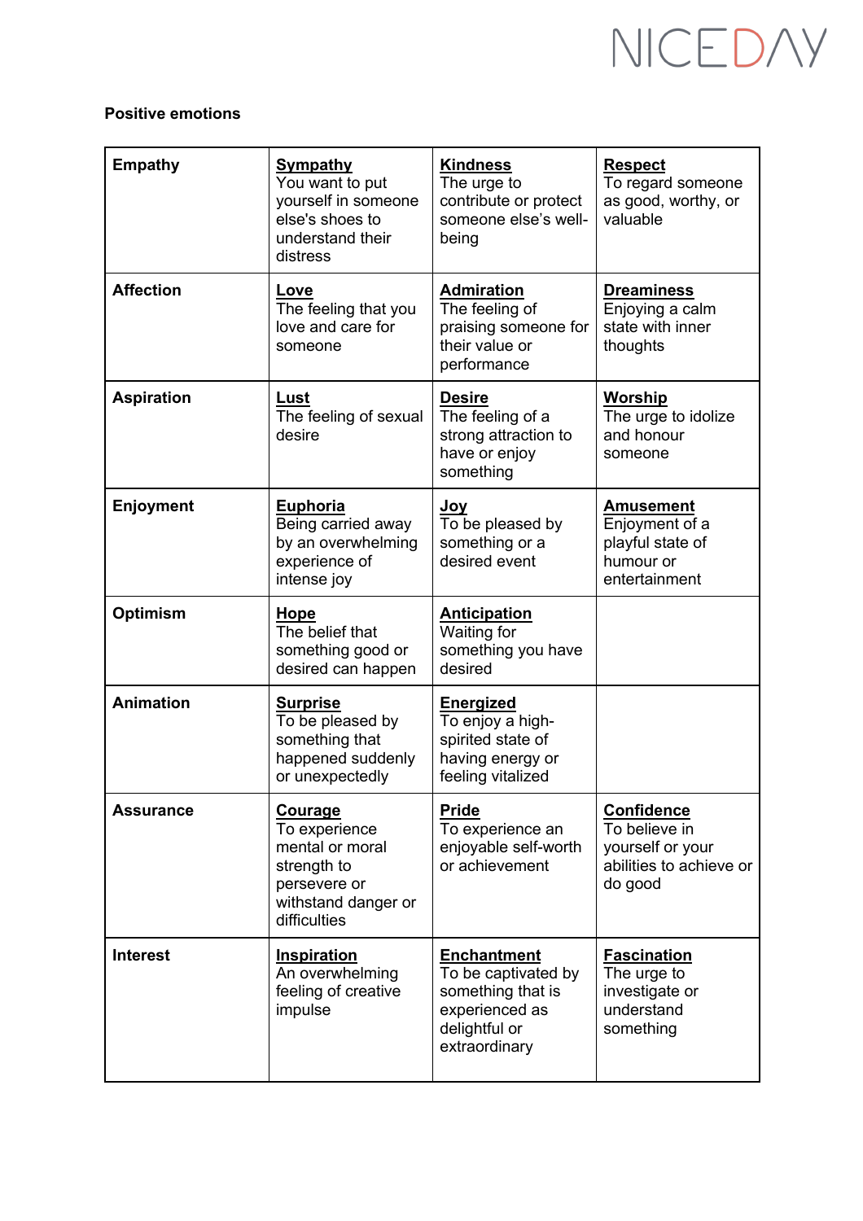**Positive emotions**

| | | | |
|---|---|---|---|
| **Empathy** | **Sympathy** You want to put yourself in someone else's shoes to understand their distress | **Kindness** The urge to contribute or protect someone else's well-being | **Respect** To regard someone as good, worthy, or valuable |
| **Affection** | **Love** The feeling that you love and care for someone | **Admiration** The feeling of praising someone for their value or performance | **Dreaminess** Enjoying a calm state with inner thoughts |
| **Aspiration** | **Lust** The feeling of sexual desire | **Desire** The feeling of a strong attraction to have or enjoy something | **Worship** The urge to idolize and honour someone |
| **Enjoyment** | **Euphoria** Being carried away by an overwhelming experience of intense joy | **Joy** To be pleased by something or a desired event | **Amusement** Enjoyment of a playful state of humour or entertainment |
| **Optimism** | **Hope** The belief that something good or desired can happen | **Anticipation** Waiting for something you have desired | |
| **Animation** | **Surprise** To be pleased by something that happened suddenly or unexpectedly | **Energized** To enjoy a high-spirited state of having energy or feeling vitalized | |
| **Assurance** | **Courage** To experience mental or moral strength to persevere or withstand danger or difficulties | **Pride** To experience an enjoyable self-worth or achievement | **Confidence** To believe in yourself or your abilities to achieve or do good |
| **Interest** | **Inspiration** An overwhelming feeling of creative impulse | **Enchantment** To be captivated by something that is experienced as delightful or extraordinary | **Fascination** The urge to investigate or understand something |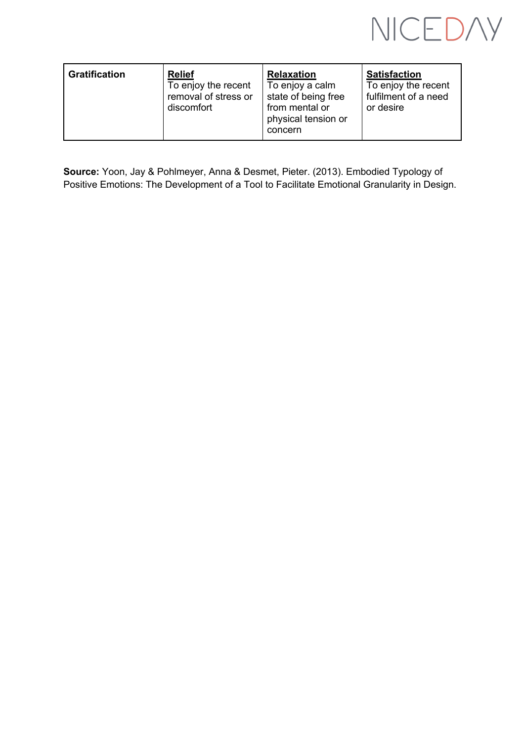| | | | |
|---|---|---|---|
| **Gratification** | **Relief**<br>To enjoy the recent removal of stress or discomfort | **Relaxation**<br>To enjoy a calm state of being free from mental or physical tension or concern | **Satisfaction**<br>To enjoy the recent fulfilment of a need or desire |

**Source:** Yoon, Jay & Pohlmeyer, Anna & Desmet, Pieter. (2013). Embodied Typology of Positive Emotions: The Development of a Tool to Facilitate Emotional Granularity in Design.